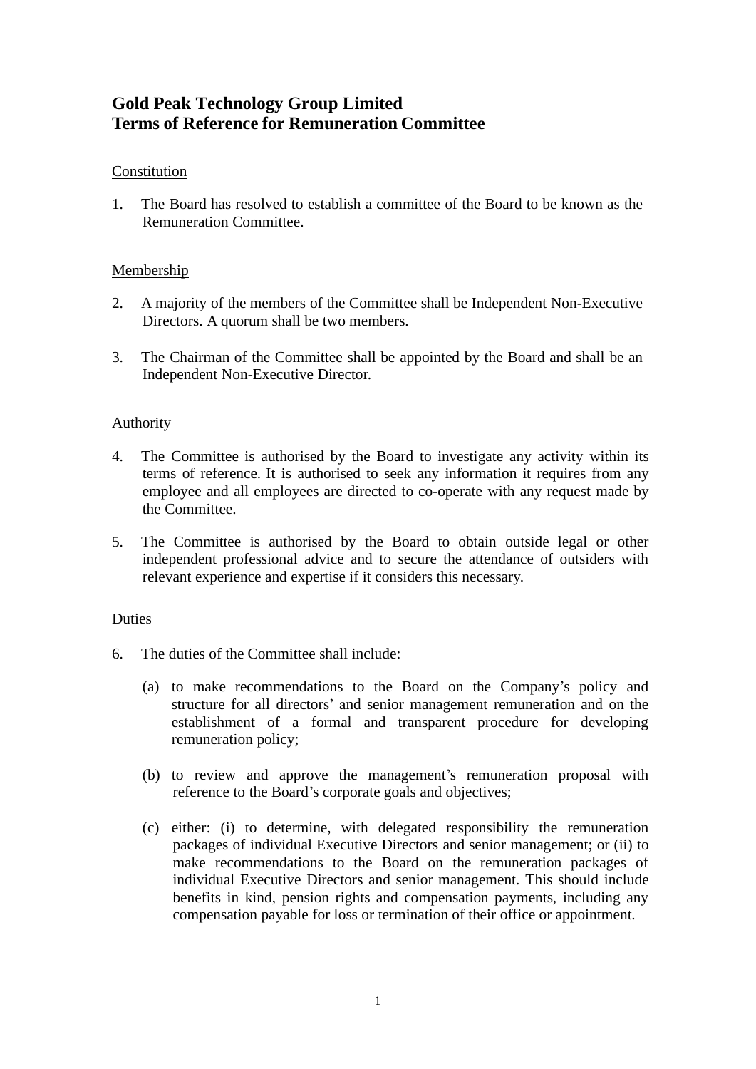# Gold Peak Technology Group Limited
# Terms of Reference for Remuneration Committee

Constitution

1. The Board has resolved to establish a committee of the Board to be known as the Remuneration Committee.

Membership

2. A majority of the members of the Committee shall be Independent Non-Executive Directors. A quorum shall be two members.

3. The Chairman of the Committee shall be appointed by the Board and shall be an Independent Non-Executive Director.

Authority

4. The Committee is authorised by the Board to investigate any activity within its terms of reference. It is authorised to seek any information it requires from any employee and all employees are directed to co-operate with any request made by the Committee.

5. The Committee is authorised by the Board to obtain outside legal or other independent professional advice and to secure the attendance of outsiders with relevant experience and expertise if it considers this necessary.

Duties

6. The duties of the Committee shall include:

   (a) to make recommendations to the Board on the Company's policy and structure for all directors' and senior management remuneration and on the establishment of a formal and transparent procedure for developing remuneration policy;

   (b) to review and approve the management's remuneration proposal with reference to the Board's corporate goals and objectives;

   (c) either: (i) to determine, with delegated responsibility the remuneration packages of individual Executive Directors and senior management; or (ii) to make recommendations to the Board on the remuneration packages of individual Executive Directors and senior management. This should include benefits in kind, pension rights and compensation payments, including any compensation payable for loss or termination of their office or appointment.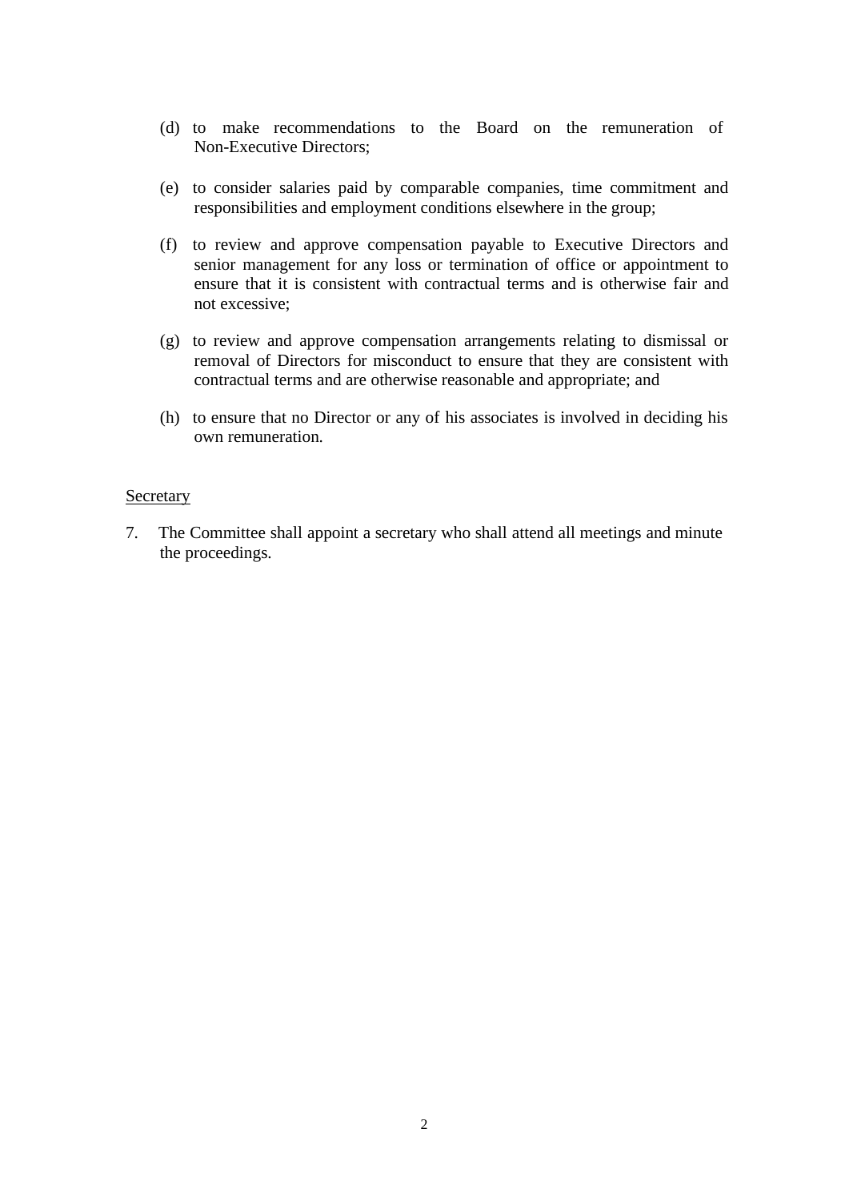(d) to make recommendations to the Board on the remuneration of Non-Executive Directors;

(e) to consider salaries paid by comparable companies, time commitment and responsibilities and employment conditions elsewhere in the group;

(f) to review and approve compensation payable to Executive Directors and senior management for any loss or termination of office or appointment to ensure that it is consistent with contractual terms and is otherwise fair and not excessive;

(g) to review and approve compensation arrangements relating to dismissal or removal of Directors for misconduct to ensure that they are consistent with contractual terms and are otherwise reasonable and appropriate; and

(h) to ensure that no Director or any of his associates is involved in deciding his own remuneration.

<u>Secretary</u>

7. The Committee shall appoint a secretary who shall attend all meetings and minute the proceedings.